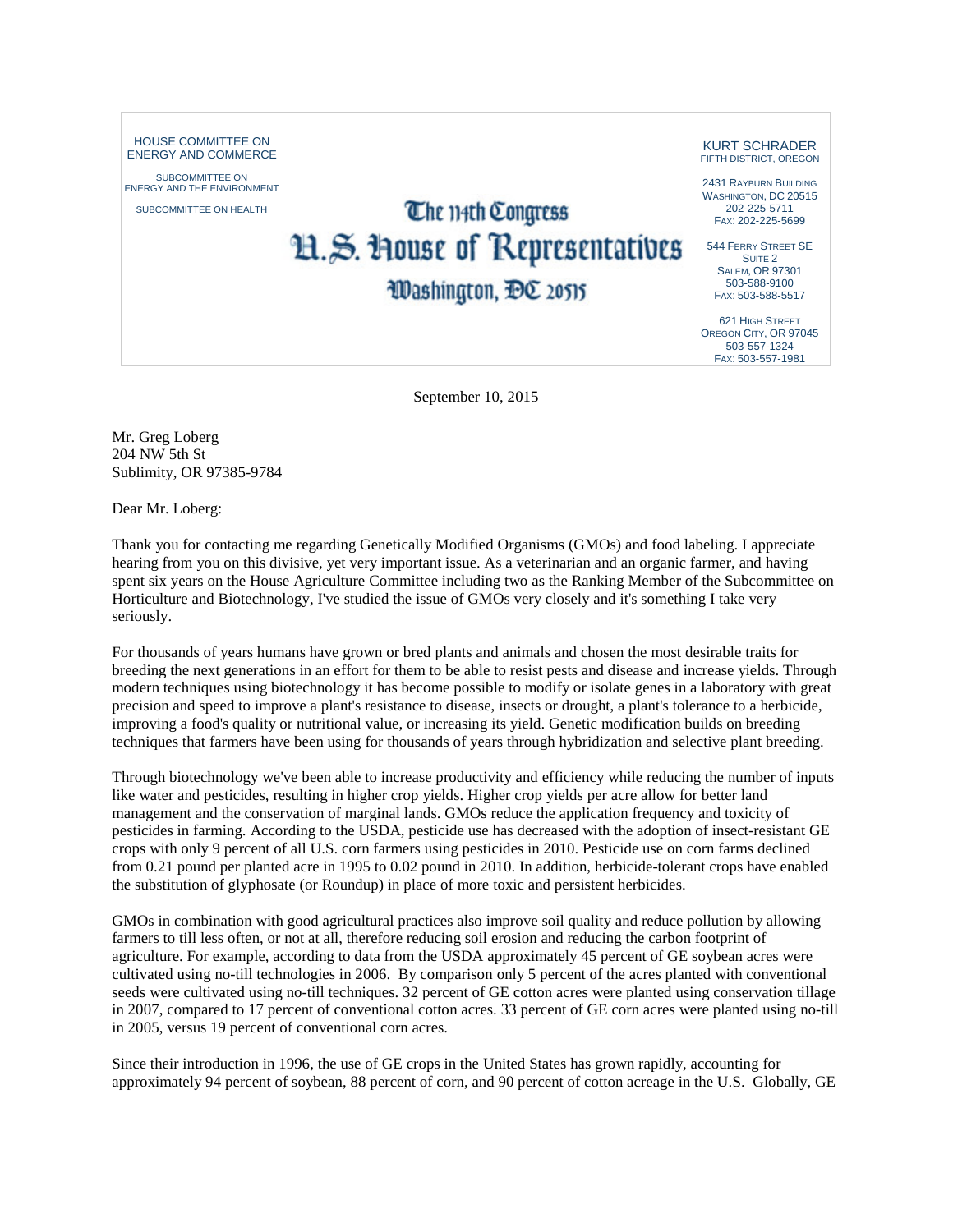HOUSE COMMITTEE ON ENERGY AND COMMERCE

SUBCOMMITTEE ON ENERGY AND THE ENVIRONMENT

SUBCOMMITTEE ON HEALTH

# The 114th Congress
# U.S. House of Representatives
## Washington, DC 20515

KURT SCHRADER
FIFTH DISTRICT, OREGON

2431 RAYBURN BUILDING
WASHINGTON, DC 20515
202-225-5711
FAX: 202-225-5699

544 FERRY STREET SE
SUITE 2
SALEM, OR 97301
503-588-9100
FAX: 503-588-5517

621 HIGH STREET
OREGON CITY, OR 97045
503-557-1324
FAX: 503-557-1981

September 10, 2015

Mr. Greg Loberg
204 NW 5th St
Sublimity, OR 97385-9784

Dear Mr. Loberg:

Thank you for contacting me regarding Genetically Modified Organisms (GMOs) and food labeling. I appreciate hearing from you on this divisive, yet very important issue. As a veterinarian and an organic farmer, and having spent six years on the House Agriculture Committee including two as the Ranking Member of the Subcommittee on Horticulture and Biotechnology, I've studied the issue of GMOs very closely and it's something I take very seriously.

For thousands of years humans have grown or bred plants and animals and chosen the most desirable traits for breeding the next generations in an effort for them to be able to resist pests and disease and increase yields. Through modern techniques using biotechnology it has become possible to modify or isolate genes in a laboratory with great precision and speed to improve a plant's resistance to disease, insects or drought, a plant's tolerance to a herbicide, improving a food's quality or nutritional value, or increasing its yield. Genetic modification builds on breeding techniques that farmers have been using for thousands of years through hybridization and selective plant breeding.

Through biotechnology we've been able to increase productivity and efficiency while reducing the number of inputs like water and pesticides, resulting in higher crop yields. Higher crop yields per acre allow for better land management and the conservation of marginal lands. GMOs reduce the application frequency and toxicity of pesticides in farming. According to the USDA, pesticide use has decreased with the adoption of insect-resistant GE crops with only 9 percent of all U.S. corn farmers using pesticides in 2010. Pesticide use on corn farms declined from 0.21 pound per planted acre in 1995 to 0.02 pound in 2010. In addition, herbicide-tolerant crops have enabled the substitution of glyphosate (or Roundup) in place of more toxic and persistent herbicides.

GMOs in combination with good agricultural practices also improve soil quality and reduce pollution by allowing farmers to till less often, or not at all, therefore reducing soil erosion and reducing the carbon footprint of agriculture. For example, according to data from the USDA approximately 45 percent of GE soybean acres were cultivated using no-till technologies in 2006. By comparison only 5 percent of the acres planted with conventional seeds were cultivated using no-till techniques. 32 percent of GE cotton acres were planted using conservation tillage in 2007, compared to 17 percent of conventional cotton acres. 33 percent of GE corn acres were planted using no-till in 2005, versus 19 percent of conventional corn acres.

Since their introduction in 1996, the use of GE crops in the United States has grown rapidly, accounting for approximately 94 percent of soybean, 88 percent of corn, and 90 percent of cotton acreage in the U.S. Globally, GE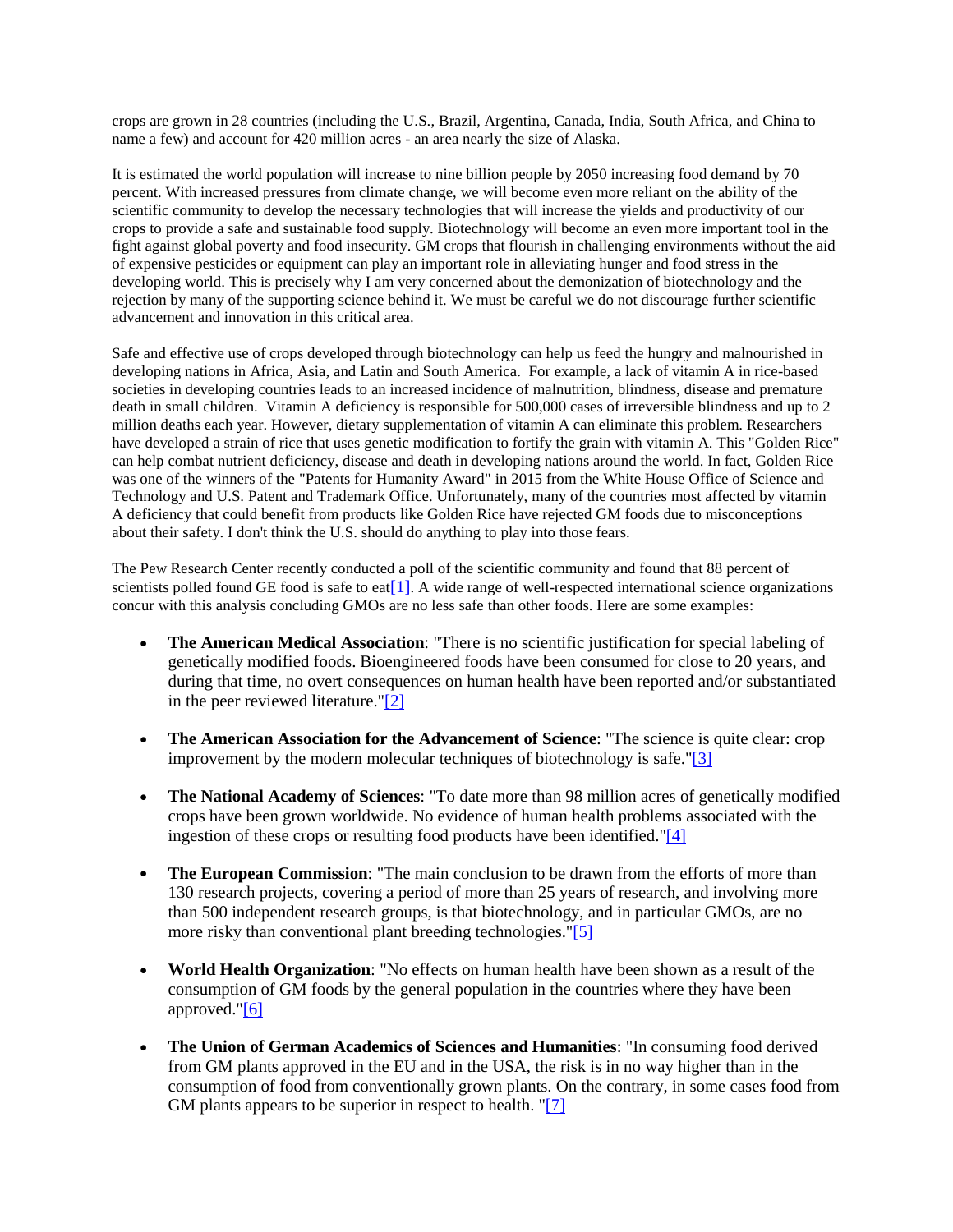crops are grown in 28 countries (including the U.S., Brazil, Argentina, Canada, India, South Africa, and China to name a few) and account for 420 million acres - an area nearly the size of Alaska.

It is estimated the world population will increase to nine billion people by 2050 increasing food demand by 70 percent. With increased pressures from climate change, we will become even more reliant on the ability of the scientific community to develop the necessary technologies that will increase the yields and productivity of our crops to provide a safe and sustainable food supply. Biotechnology will become an even more important tool in the fight against global poverty and food insecurity. GM crops that flourish in challenging environments without the aid of expensive pesticides or equipment can play an important role in alleviating hunger and food stress in the developing world. This is precisely why I am very concerned about the demonization of biotechnology and the rejection by many of the supporting science behind it. We must be careful we do not discourage further scientific advancement and innovation in this critical area.

Safe and effective use of crops developed through biotechnology can help us feed the hungry and malnourished in developing nations in Africa, Asia, and Latin and South America. For example, a lack of vitamin A in rice-based societies in developing countries leads to an increased incidence of malnutrition, blindness, disease and premature death in small children. Vitamin A deficiency is responsible for 500,000 cases of irreversible blindness and up to 2 million deaths each year. However, dietary supplementation of vitamin A can eliminate this problem. Researchers have developed a strain of rice that uses genetic modification to fortify the grain with vitamin A. This "Golden Rice" can help combat nutrient deficiency, disease and death in developing nations around the world. In fact, Golden Rice was one of the winners of the "Patents for Humanity Award" in 2015 from the White House Office of Science and Technology and U.S. Patent and Trademark Office. Unfortunately, many of the countries most affected by vitamin A deficiency that could benefit from products like Golden Rice have rejected GM foods due to misconceptions about their safety. I don't think the U.S. should do anything to play into those fears.

The Pew Research Center recently conducted a poll of the scientific community and found that 88 percent of scientists polled found GE food is safe to eat[1]. A wide range of well-respected international science organizations concur with this analysis concluding GMOs are no less safe than other foods. Here are some examples:

- **The American Medical Association**: "There is no scientific justification for special labeling of genetically modified foods. Bioengineered foods have been consumed for close to 20 years, and during that time, no overt consequences on human health have been reported and/or substantiated in the peer reviewed literature."[2]

- **The American Association for the Advancement of Science**: "The science is quite clear: crop improvement by the modern molecular techniques of biotechnology is safe."[3]

- **The National Academy of Sciences**: "To date more than 98 million acres of genetically modified crops have been grown worldwide. No evidence of human health problems associated with the ingestion of these crops or resulting food products have been identified."[4]

- **The European Commission**: "The main conclusion to be drawn from the efforts of more than 130 research projects, covering a period of more than 25 years of research, and involving more than 500 independent research groups, is that biotechnology, and in particular GMOs, are no more risky than conventional plant breeding technologies."[5]

- **World Health Organization**: "No effects on human health have been shown as a result of the consumption of GM foods by the general population in the countries where they have been approved."[6]

- **The Union of German Academics of Sciences and Humanities**: "In consuming food derived from GM plants approved in the EU and in the USA, the risk is in no way higher than in the consumption of food from conventionally grown plants. On the contrary, in some cases food from GM plants appears to be superior in respect to health. "[7]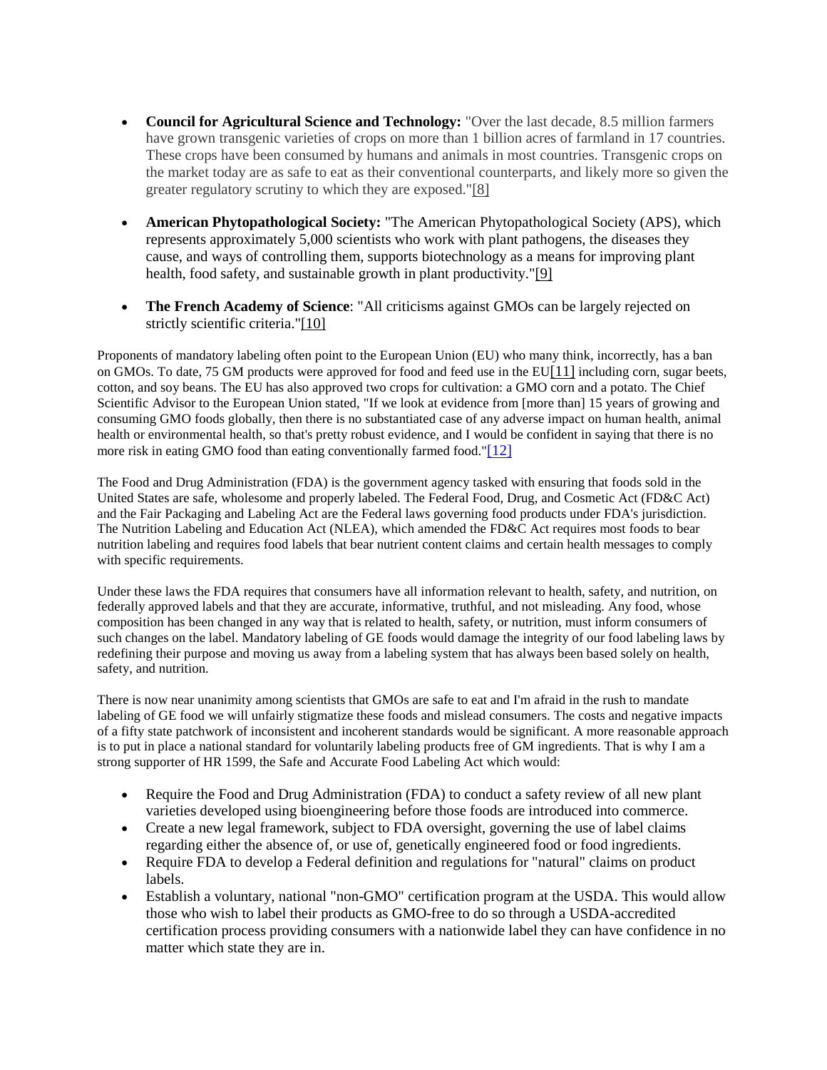- **Council for Agricultural Science and Technology:** "Over the last decade, 8.5 million farmers have grown transgenic varieties of crops on more than 1 billion acres of farmland in 17 countries. These crops have been consumed by humans and animals in most countries. Transgenic crops on the market today are as safe to eat as their conventional counterparts, and likely more so given the greater regulatory scrutiny to which they are exposed."[8]

- **American Phytopathological Society:** "The American Phytopathological Society (APS), which represents approximately 5,000 scientists who work with plant pathogens, the diseases they cause, and ways of controlling them, supports biotechnology as a means for improving plant health, food safety, and sustainable growth in plant productivity."[9]

- **The French Academy of Science**: "All criticisms against GMOs can be largely rejected on strictly scientific criteria."[10]

Proponents of mandatory labeling often point to the European Union (EU) who many think, incorrectly, has a ban on GMOs. To date, 75 GM products were approved for food and feed use in the EU[11] including corn, sugar beets, cotton, and soy beans. The EU has also approved two crops for cultivation: a GMO corn and a potato. The Chief Scientific Advisor to the European Union stated, "If we look at evidence from [more than] 15 years of growing and consuming GMO foods globally, then there is no substantiated case of any adverse impact on human health, animal health or environmental health, so that's pretty robust evidence, and I would be confident in saying that there is no more risk in eating GMO food than eating conventionally farmed food."[12]

The Food and Drug Administration (FDA) is the government agency tasked with ensuring that foods sold in the United States are safe, wholesome and properly labeled. The Federal Food, Drug, and Cosmetic Act (FD&C Act) and the Fair Packaging and Labeling Act are the Federal laws governing food products under FDA's jurisdiction. The Nutrition Labeling and Education Act (NLEA), which amended the FD&C Act requires most foods to bear nutrition labeling and requires food labels that bear nutrient content claims and certain health messages to comply with specific requirements.

Under these laws the FDA requires that consumers have all information relevant to health, safety, and nutrition, on federally approved labels and that they are accurate, informative, truthful, and not misleading. Any food, whose composition has been changed in any way that is related to health, safety, or nutrition, must inform consumers of such changes on the label. Mandatory labeling of GE foods would damage the integrity of our food labeling laws by redefining their purpose and moving us away from a labeling system that has always been based solely on health, safety, and nutrition.

There is now near unanimity among scientists that GMOs are safe to eat and I'm afraid in the rush to mandate labeling of GE food we will unfairly stigmatize these foods and mislead consumers. The costs and negative impacts of a fifty state patchwork of inconsistent and incoherent standards would be significant. A more reasonable approach is to put in place a national standard for voluntarily labeling products free of GM ingredients. That is why I am a strong supporter of HR 1599, the Safe and Accurate Food Labeling Act which would:

- Require the Food and Drug Administration (FDA) to conduct a safety review of all new plant varieties developed using bioengineering before those foods are introduced into commerce.
- Create a new legal framework, subject to FDA oversight, governing the use of label claims regarding either the absence of, or use of, genetically engineered food or food ingredients.
- Require FDA to develop a Federal definition and regulations for "natural" claims on product labels.
- Establish a voluntary, national "non-GMO" certification program at the USDA. This would allow those who wish to label their products as GMO-free to do so through a USDA-accredited certification process providing consumers with a nationwide label they can have confidence in no matter which state they are in.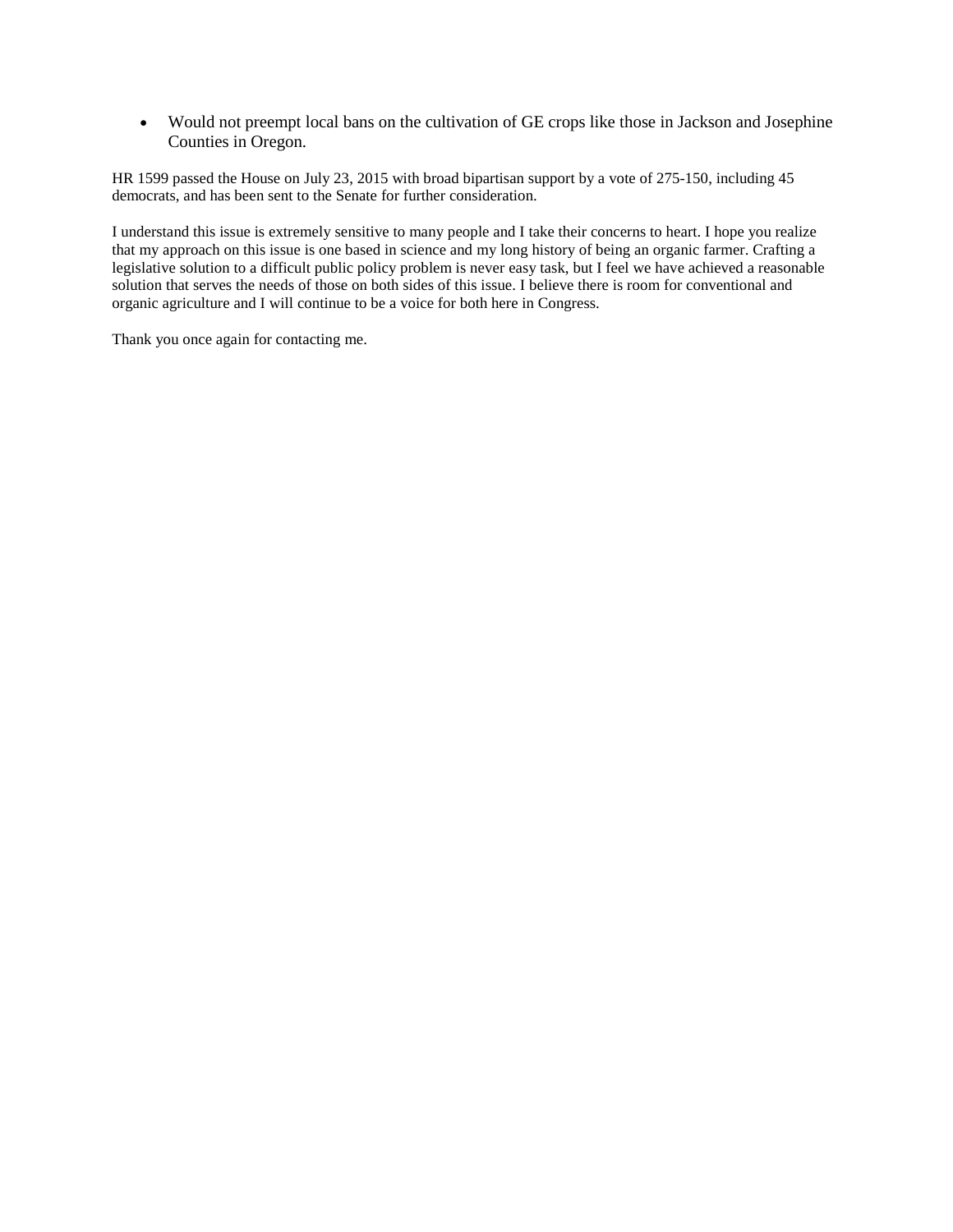- Would not preempt local bans on the cultivation of GE crops like those in Jackson and Josephine Counties in Oregon.

HR 1599 passed the House on July 23, 2015 with broad bipartisan support by a vote of 275-150, including 45 democrats, and has been sent to the Senate for further consideration.

I understand this issue is extremely sensitive to many people and I take their concerns to heart. I hope you realize that my approach on this issue is one based in science and my long history of being an organic farmer. Crafting a legislative solution to a difficult public policy problem is never easy task, but I feel we have achieved a reasonable solution that serves the needs of those on both sides of this issue. I believe there is room for conventional and organic agriculture and I will continue to be a voice for both here in Congress.

Thank you once again for contacting me.